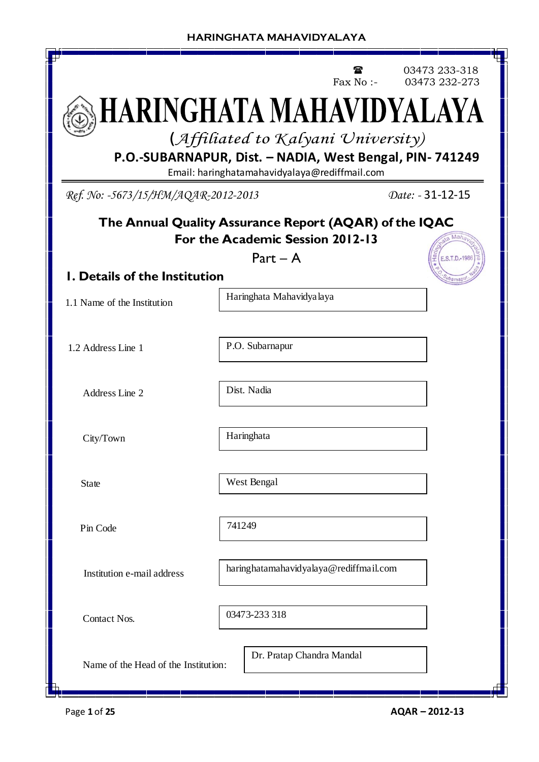☎ 03473 233-318
Fax No :- 03473 232-273

# HARINGHATA MAHAVIDYALAYA

*(Affiliated to Kalyani University)*

**P.O.-SUBARNAPUR, Dist. – NADIA, West Bengal, PIN- 741249**

Email: haringhatamahavidyalaya@rediffmail.com

*Ref. No: -5673/15/HM/AQAR-2012-2013* *Date: -* 31-12-15

## The Annual Quality Assurance Report (AQAR) of the IQAC
## For the Academic Session 2012-13

Part – A

### 1. Details of the Institution

| | |
|---|---|
| 1.1 Name of the Institution | Haringhata Mahavidyalaya |
| 1.2 Address Line 1 | P.O. Subarnapur |
| Address Line 2 | Dist. Nadia |
| City/Town | Haringhata |
| State | West Bengal |
| Pin Code | 741249 |
| Institution e-mail address | haringhatamahavidyalaya@rediffmail.com |
| Contact Nos. | 03473-233 318 |
| Name of the Head of the Institution: | Dr. Pratap Chandra Mandal |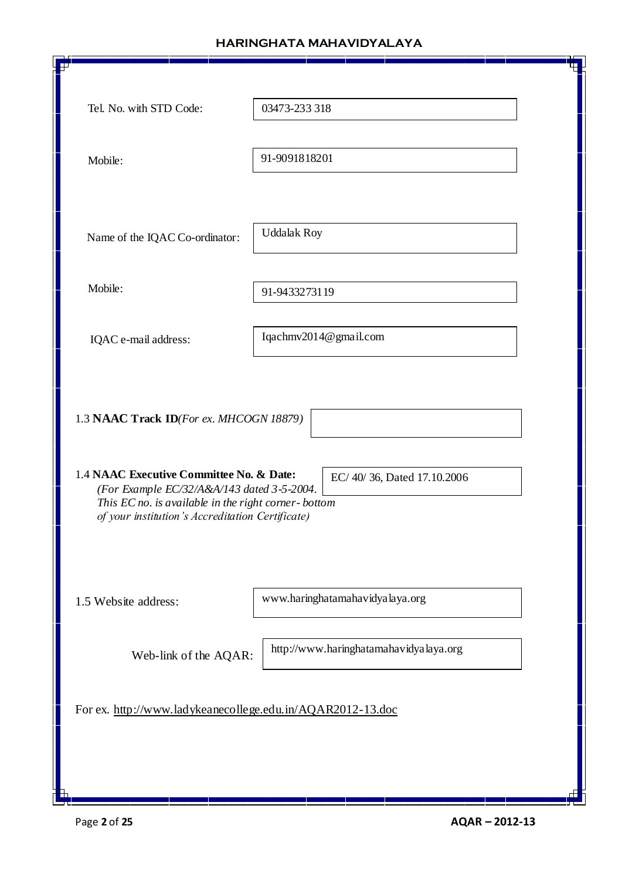Tel. No. with STD Code: 03473-233 318

Mobile: 91-9091818201

Name of the IQAC Co-ordinator: Uddalak Roy

Mobile: 91-9433273119

IQAC e-mail address: Iqachmv2014@gmail.com

1.3 **NAAC Track ID**(*For ex. MHCOGN 18879)*

1.4 **NAAC Executive Committee No. & Date:** EC/ 40/ 36, Dated 17.10.2006

*(For Example EC/32/A&A/143 dated 3-5-2004. This EC no. is available in the right corner- bottom of your institution's Accreditation Certificate)*

1.5 Website address: www.haringhatamahavidyalaya.org

Web-link of the AQAR: http://www.haringhatamahavidyalaya.org

For ex. http://www.ladykeanecollege.edu.in/AQAR2012-13.doc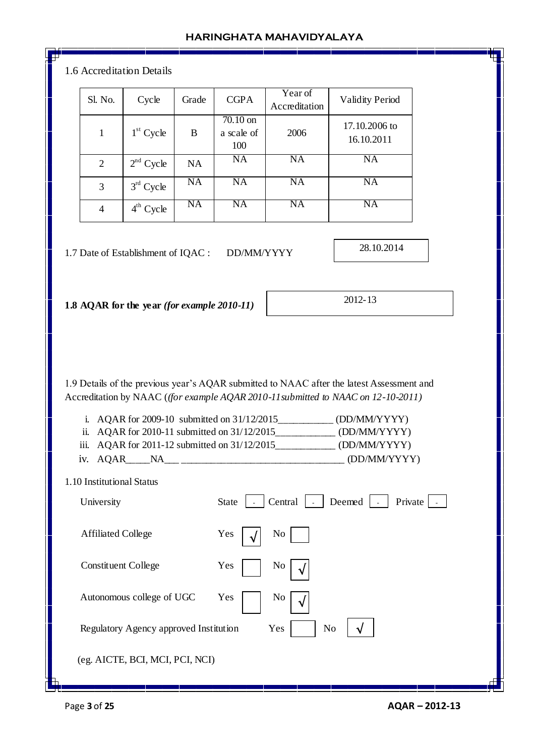1.6 Accreditation Details

| Sl. No. | Cycle | Grade | CGPA | Year of Accreditation | Validity Period |
|---|---|---|---|---|---|
| 1 | 1st Cycle | B | 70.10 on a scale of 100 | 2006 | 17.10.2006 to 16.10.2011 |
| 2 | 2nd Cycle | NA | NA | NA | NA |
| 3 | 3rd Cycle | NA | NA | NA | NA |
| 4 | 4th Cycle | NA | NA | NA | NA |

1.7 Date of Establishment of IQAC : DD/MM/YYYY 28.10.2014

**1.8 AQAR for the year *(for example 2010-11)*** 2012-13

1.9 Details of the previous year's AQAR submitted to NAAC after the latest Assessment and Accreditation by NAAC (*(for example AQAR 2010-11 submitted to NAAC on 12-10-2011)*

i. AQAR for 2009-10 submitted on 31/12/2015__________ (DD/MM/YYYY)
ii. AQAR for 2010-11 submitted on 31/12/2015___________ (DD/MM/YYYY)
iii. AQAR for 2011-12 submitted on 31/12/2015___________ (DD/MM/YYYY)
iv. AQAR_____NA___ ________________________________ (DD/MM/YYYY)

1.10 Institutional Status

University State [ - ] Central [ - ] Deemed [ - ] Private [ - ]

Affiliated College Yes [√] No [ ]

Constituent College Yes [ ] No [√]

Autonomous college of UGC Yes [ ] No [√]

Regulatory Agency approved Institution Yes [ ] No [√]

(eg. AICTE, BCI, MCI, PCI, NCI)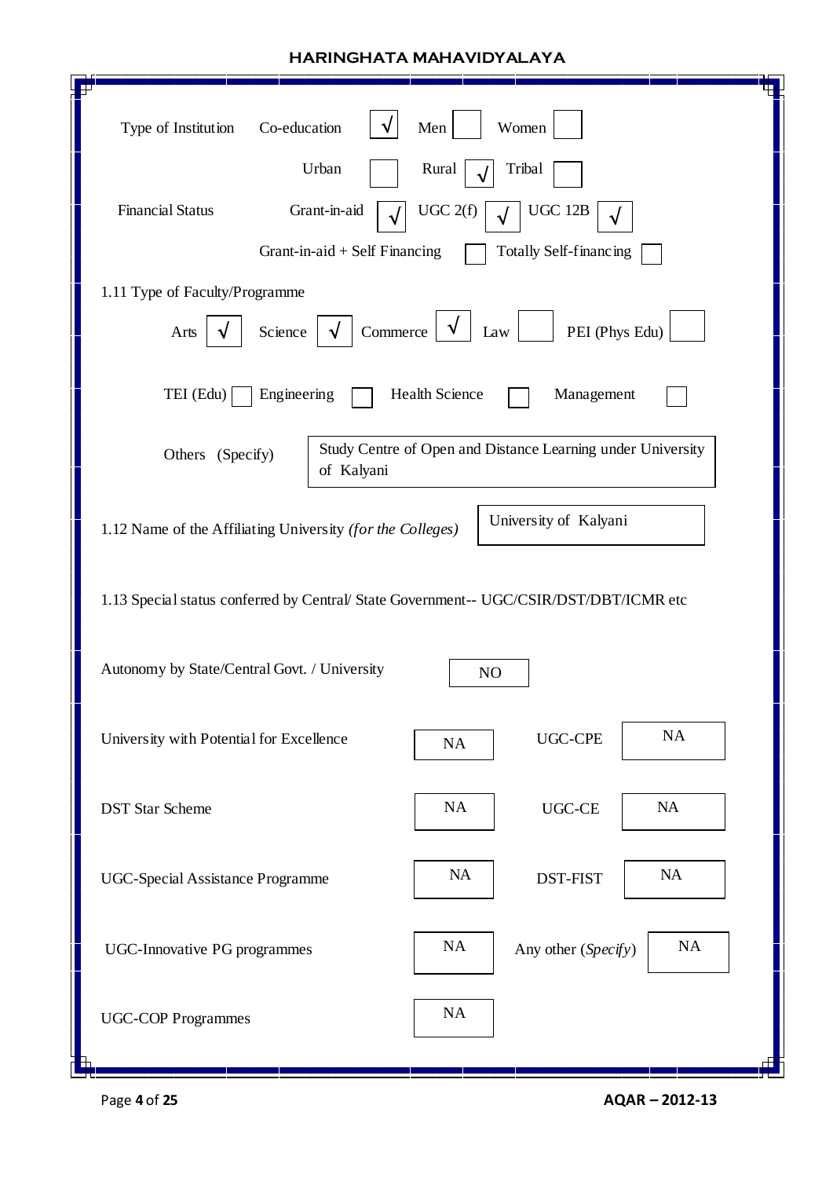Type of Institution   Co-education √   Men ☐   Women ☐

Urban ☐   Rural √   Tribal ☐

Financial Status   Grant-in-aid √   UGC 2(f) √   UGC 12B √

Grant-in-aid + Self Financing ☐   Totally Self-financing ☐

1.11 Type of Faculty/Programme

Arts √   Science √   Commerce √   Law ☐   PEI (Phys Edu) ☐

TEI (Edu) ☐   Engineering ☐   Health Science ☐   Management ☐

Others (Specify)   Study Centre of Open and Distance Learning under University of Kalyani

1.12 Name of the Affiliating University *(for the Colleges)*   University of Kalyani

1.13 Special status conferred by Central/ State Government-- UGC/CSIR/DST/DBT/ICMR etc

| | | | |
|---|---|---|---|
| Autonomy by State/Central Govt. / University | NO | | |
| University with Potential for Excellence | NA | UGC-CPE | NA |
| DST Star Scheme | NA | UGC-CE | NA |
| UGC-Special Assistance Programme | NA | DST-FIST | NA |
| UGC-Innovative PG programmes | NA | Any other (*Specify*) | NA |
| UGC-COP Programmes | NA | | |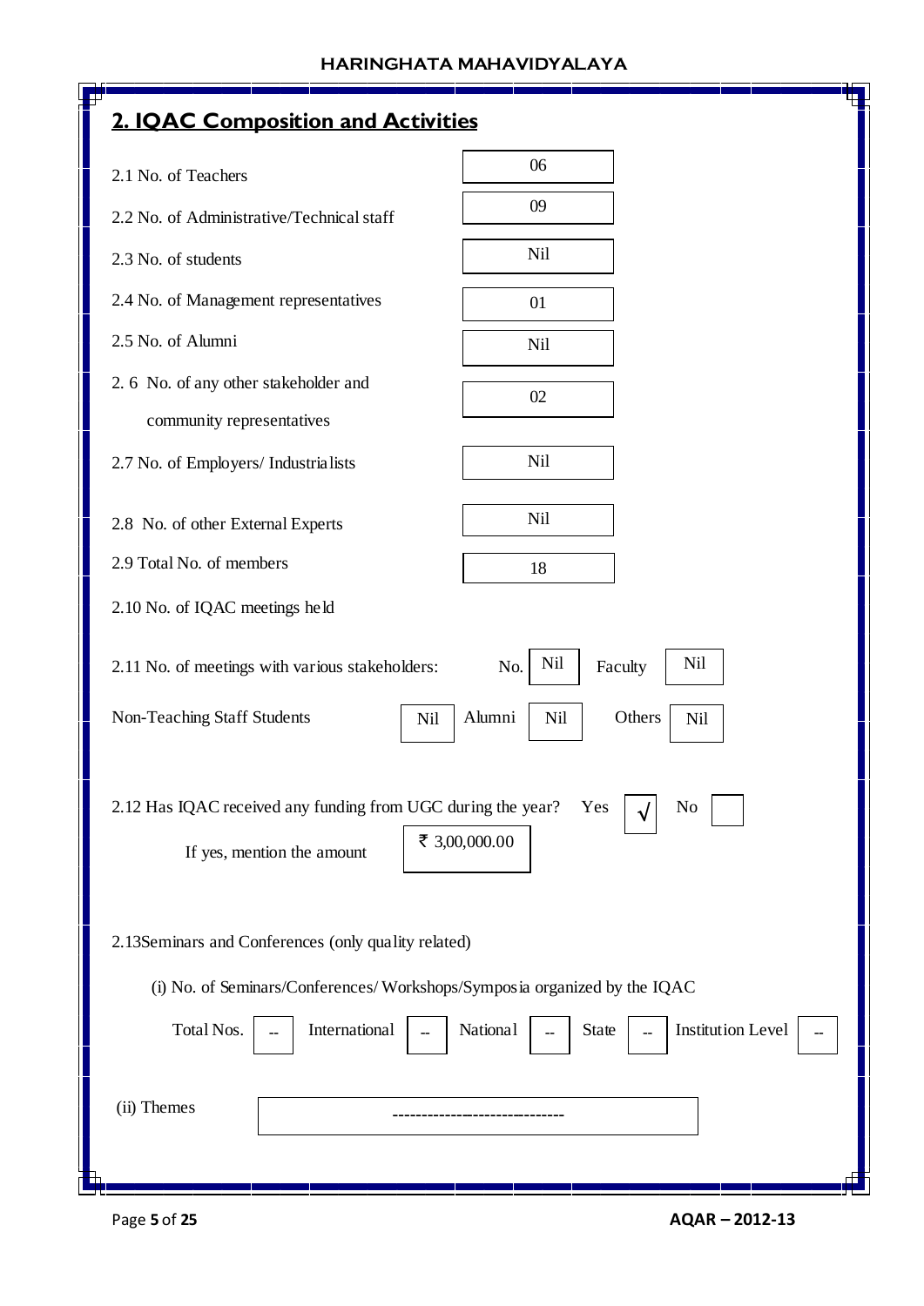## 2. IQAC Composition and Activities

2.1 No. of Teachers: 06

2.2 No. of Administrative/Technical staff: 09

2.3 No. of students: Nil

2.4 No. of Management representatives: 01

2.5 No. of Alumni: Nil

2.6 No. of any other stakeholder and community representatives: 02

2.7 No. of Employers/ Industrialists: Nil

2.8 No. of other External Experts: Nil

2.9 Total No. of members: 18

2.10 No. of IQAC meetings held

2.11 No. of meetings with various stakeholders: No. Nil Faculty Nil

Non-Teaching Staff Students Nil Alumni Nil Others Nil

2.12 Has IQAC received any funding from UGC during the year? Yes √ No

If yes, mention the amount: ₹ 3,00,000.00

2.13 Seminars and Conferences (only quality related)

(i) No. of Seminars/Conferences/ Workshops/Symposia organized by the IQAC

Total Nos. -- International -- National -- State -- Institution Level --

(ii) Themes: ------------------------------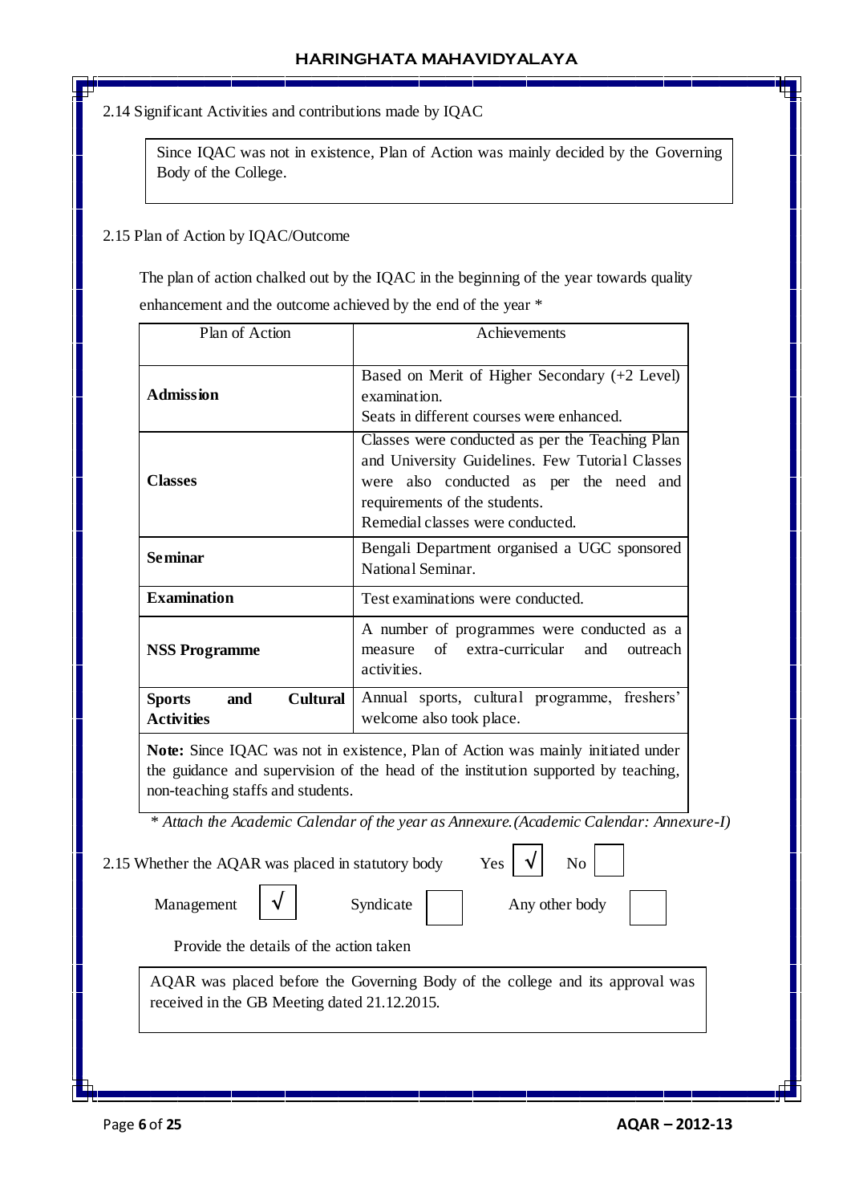2.14 Significant Activities and contributions made by IQAC

Since IQAC was not in existence, Plan of Action was mainly decided by the Governing Body of the College.

2.15 Plan of Action by IQAC/Outcome

The plan of action chalked out by the IQAC in the beginning of the year towards quality enhancement and the outcome achieved by the end of the year *

| Plan of Action | Achievements |
|---|---|
| **Admission** | Based on Merit of Higher Secondary (+2 Level) examination. Seats in different courses were enhanced. |
| **Classes** | Classes were conducted as per the Teaching Plan and University Guidelines. Few Tutorial Classes were also conducted as per the need and requirements of the students. Remedial classes were conducted. |
| **Seminar** | Bengali Department organised a UGC sponsored National Seminar. |
| **Examination** | Test examinations were conducted. |
| **NSS Programme** | A number of programmes were conducted as a measure of extra-curricular and outreach activities. |
| **Sports and Cultural Activities** | Annual sports, cultural programme, freshers' welcome also took place. |

**Note:** Since IQAC was not in existence, Plan of Action was mainly initiated under the guidance and supervision of the head of the institution supported by teaching, non-teaching staffs and students.

*\* Attach the Academic Calendar of the year as Annexure.(Academic Calendar: Annexure-I)*

2.15 Whether the AQAR was placed in statutory body Yes [√] No [ ]

Management [√] Syndicate [ ] Any other body [ ]

Provide the details of the action taken

AQAR was placed before the Governing Body of the college and its approval was received in the GB Meeting dated 21.12.2015.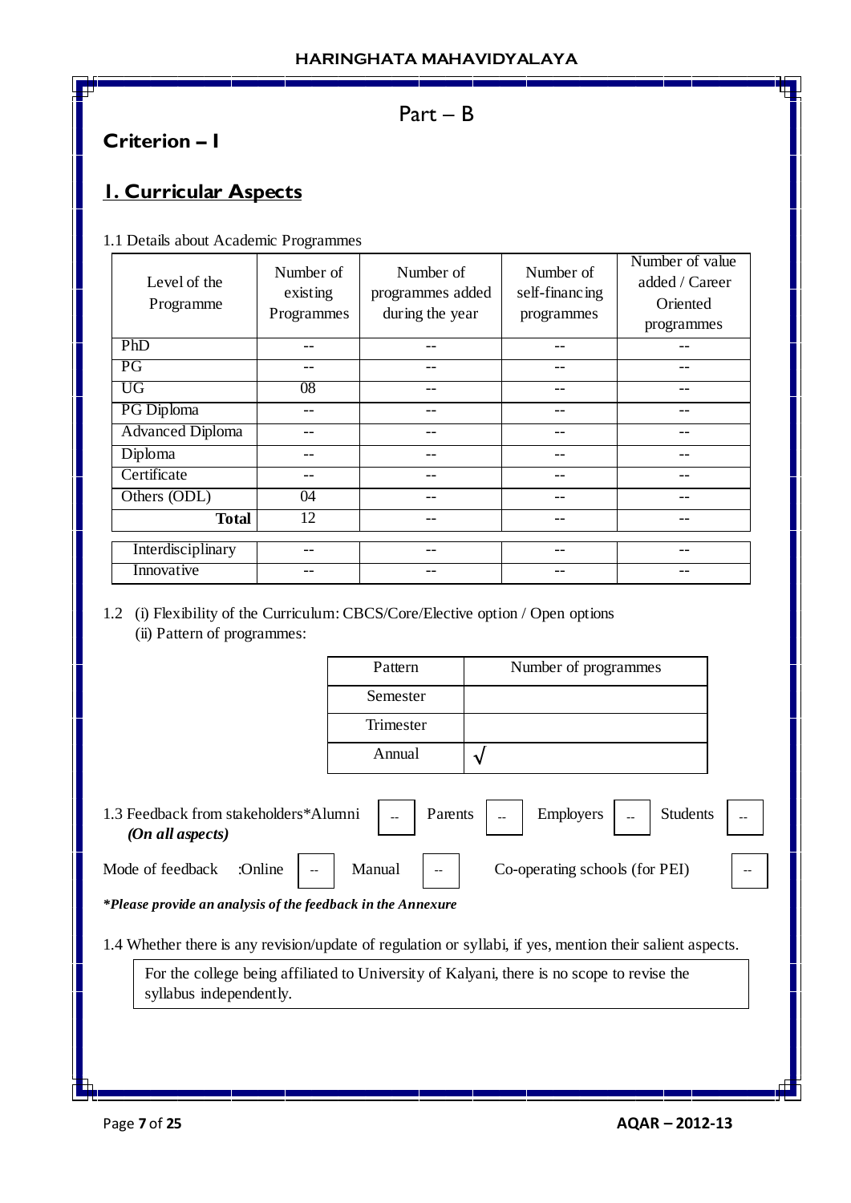# Part – B

## Criterion – I

## I. Curricular Aspects

1.1 Details about Academic Programmes

| Level of the Programme | Number of existing Programmes | Number of programmes added during the year | Number of self-financing programmes | Number of value added / Career Oriented programmes |
|---|---|---|---|---|
| PhD | -- | -- | -- | -- |
| PG | -- | -- | -- | -- |
| UG | 08 | -- | -- | -- |
| PG Diploma | -- | -- | -- | -- |
| Advanced Diploma | -- | -- | -- | -- |
| Diploma | -- | -- | -- | -- |
| Certificate | -- | -- | -- | -- |
| Others (ODL) | 04 | -- | -- | -- |
| **Total** | 12 | -- | -- | -- |
| Interdisciplinary | -- | -- | -- | -- |
| Innovative | -- | -- | -- | -- |

1.2 (i) Flexibility of the Curriculum: CBCS/Core/Elective option / Open options

(ii) Pattern of programmes:

| Pattern | Number of programmes |
|---|---|
| Semester | |
| Trimester | |
| Annual | √ |

1.3 Feedback from stakeholders* Alumni -- Parents -- Employers -- Students --
*(On all aspects)*

Mode of feedback :Online -- Manual -- Co-operating schools (for PEI) --

****Please provide an analysis of the feedback in the Annexure***

1.4 Whether there is any revision/update of regulation or syllabi, if yes, mention their salient aspects.

For the college being affiliated to University of Kalyani, there is no scope to revise the syllabus independently.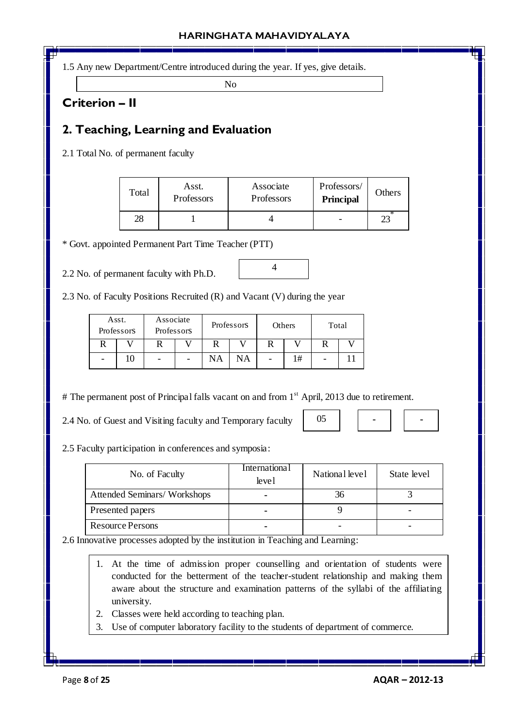1.5 Any new Department/Centre introduced during the year. If yes, give details.

No

# Criterion – II

## 2. Teaching, Learning and Evaluation

2.1 Total No. of permanent faculty

| Total | Asst. Professors | Associate Professors | Professors/ **Principal** | Others |
|---|---|---|---|---|
| 28 | 1 | 4 | - | 23* |

\* Govt. appointed Permanent Part Time Teacher (PTT)

2.2 No. of permanent faculty with Ph.D. 4

2.3 No. of Faculty Positions Recruited (R) and Vacant (V) during the year

| Asst. Professors | | Associate Professors | | Professors | | Others | | Total | |
|---|---|---|---|---|---|---|---|---|---|
| R | V | R | V | R | V | R | V | R | V |
| - | 10 | - | - | NA | NA | - | 1# | - | 11 |

\# The permanent post of Principal falls vacant on and from 1st April, 2013 due to retirement.

2.4 No. of Guest and Visiting faculty and Temporary faculty 05 | - | -

2.5 Faculty participation in conferences and symposia:

| No. of Faculty | International level | National level | State level |
|---|---|---|---|
| Attended Seminars/ Workshops | - | 36 | 3 |
| Presented papers | - | 9 | - |
| Resource Persons | - | - | - |

2.6 Innovative processes adopted by the institution in Teaching and Learning:

1. At the time of admission proper counselling and orientation of students were conducted for the betterment of the teacher-student relationship and making them aware about the structure and examination patterns of the syllabi of the affiliating university.
2. Classes were held according to teaching plan.
3. Use of computer laboratory facility to the students of department of commerce.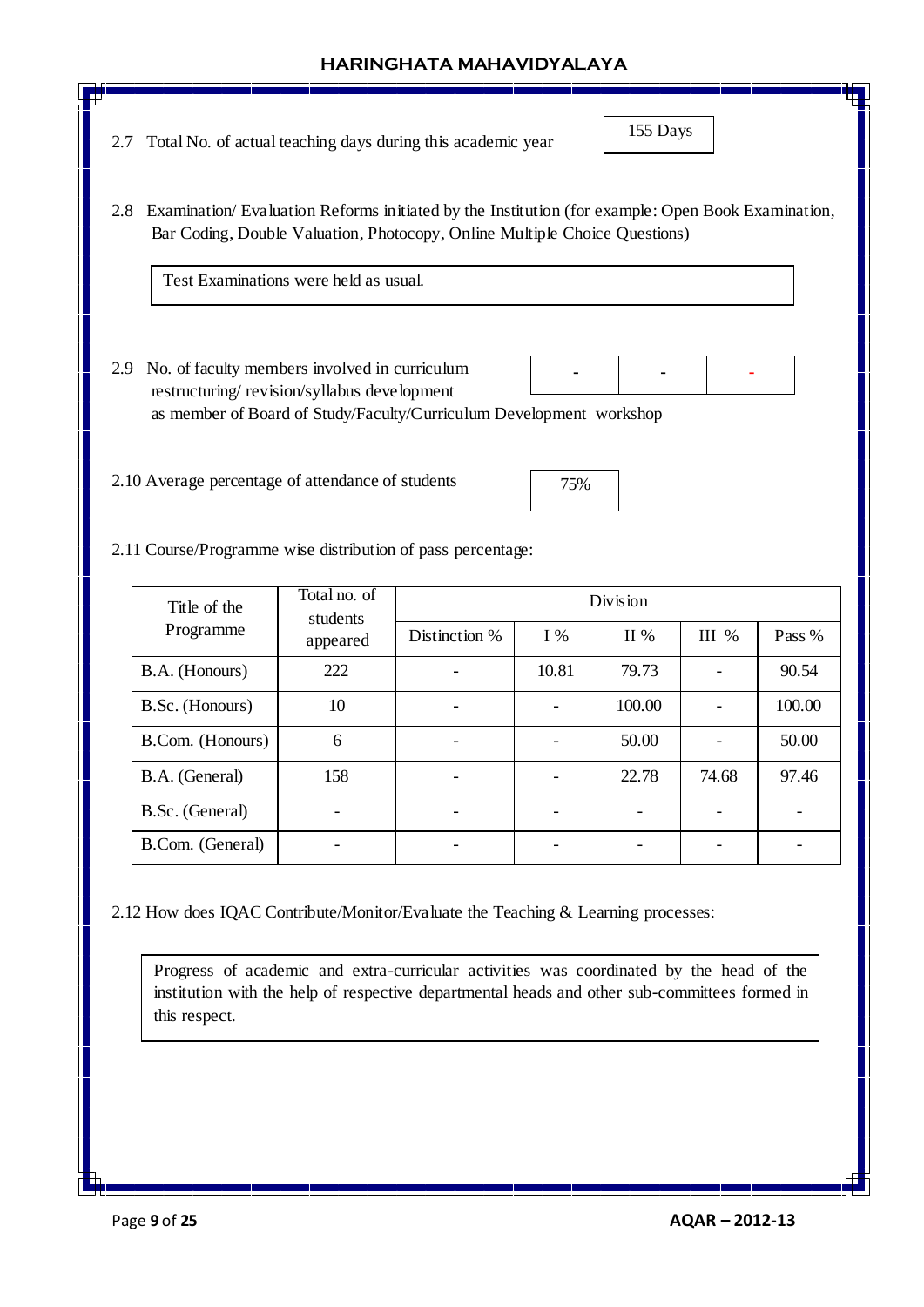2.7 Total No. of actual teaching days during this academic year

155 Days

2.8 Examination/ Evaluation Reforms initiated by the Institution (for example: Open Book Examination, Bar Coding, Double Valuation, Photocopy, Online Multiple Choice Questions)

Test Examinations were held as usual.

2.9 No. of faculty members involved in curriculum restructuring/ revision/syllabus development as member of Board of Study/Faculty/Curriculum Development workshop

| | | |
|---|---|---|
| - | - | - |

2.10 Average percentage of attendance of students

75%

2.11 Course/Programme wise distribution of pass percentage:

| Title of the Programme | Total no. of students appeared | Division | | | | |
|---|---|---|---|---|---|---|
| | | Distinction % | I % | II % | III % | Pass % |
| B.A. (Honours) | 222 | - | 10.81 | 79.73 | - | 90.54 |
| B.Sc. (Honours) | 10 | - | - | 100.00 | - | 100.00 |
| B.Com. (Honours) | 6 | - | - | 50.00 | - | 50.00 |
| B.A. (General) | 158 | - | - | 22.78 | 74.68 | 97.46 |
| B.Sc. (General) | - | - | - | - | - | - |
| B.Com. (General) | - | - | - | - | - | - |

2.12 How does IQAC Contribute/Monitor/Evaluate the Teaching & Learning processes:

Progress of academic and extra-curricular activities was coordinated by the head of the institution with the help of respective departmental heads and other sub-committees formed in this respect.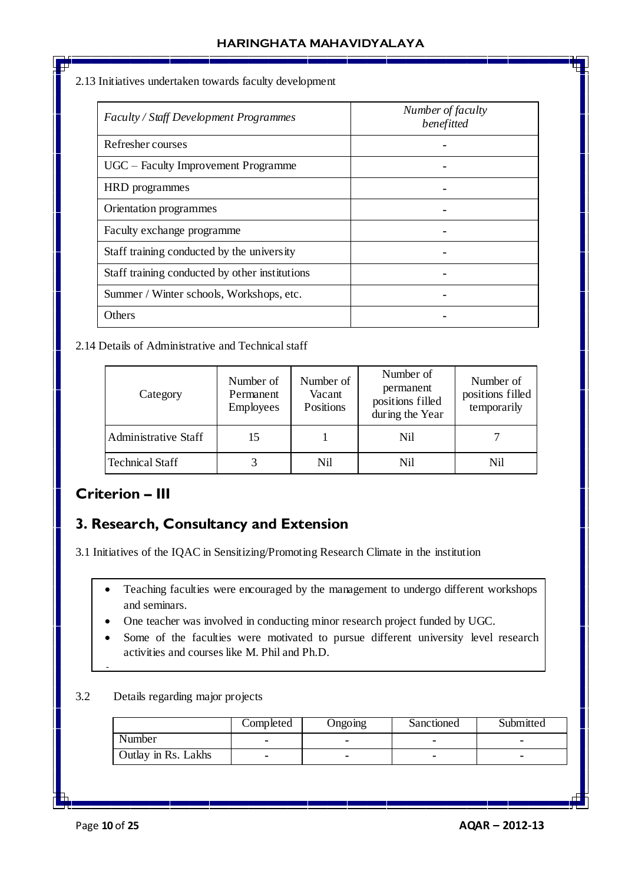2.13 Initiatives undertaken towards faculty development

| *Faculty / Staff Development Programmes* | *Number of faculty benefitted* |
|---|---|
| Refresher courses | - |
| UGC – Faculty Improvement Programme | - |
| HRD programmes | - |
| Orientation programmes | - |
| Faculty exchange programme | - |
| Staff training conducted by the university | - |
| Staff training conducted by other institutions | - |
| Summer / Winter schools, Workshops, etc. | - |
| Others | - |

2.14 Details of Administrative and Technical staff

| Category | Number of Permanent Employees | Number of Vacant Positions | Number of permanent positions filled during the Year | Number of positions filled temporarily |
|---|---|---|---|---|
| Administrative Staff | 15 | 1 | Nil | 7 |
| Technical Staff | 3 | Nil | Nil | Nil |

# Criterion – III

## 3. Research, Consultancy and Extension

3.1 Initiatives of the IQAC in Sensitizing/Promoting Research Climate in the institution

- Teaching faculties were encouraged by the management to undergo different workshops and seminars.
- One teacher was involved in conducting minor research project funded by UGC.
- Some of the faculties were motivated to pursue different university level research activities and courses like M. Phil and Ph.D.

-

3.2 Details regarding major projects

| | Completed | Ongoing | Sanctioned | Submitted |
|---|---|---|---|---|
| Number | - | - | - | - |
| Outlay in Rs. Lakhs | - | - | - | - |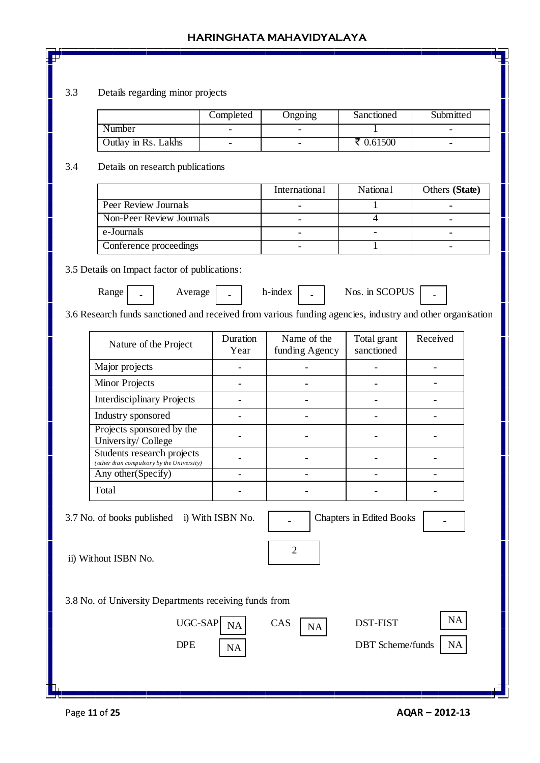3.3 Details regarding minor projects

| | Completed | Ongoing | Sanctioned | Submitted |
|---|---|---|---|---|
| Number | - | - | 1 | - |
| Outlay in Rs. Lakhs | - | - | ₹ 0.61500 | - |

3.4 Details on research publications

| | International | National | Others **(State)** |
|---|---|---|---|
| Peer Review Journals | - | 1 | - |
| Non-Peer Review Journals | - | 4 | - |
| e-Journals | - | - | - |
| Conference proceedings | - | 1 | - |

3.5 Details on Impact factor of publications:

Range - Average - h-index - Nos. in SCOPUS -

3.6 Research funds sanctioned and received from various funding agencies, industry and other organisation

| Nature of the Project | Duration Year | Name of the funding Agency | Total grant sanctioned | Received |
|---|---|---|---|---|
| Major projects | - | - | - | - |
| Minor Projects | - | - | - | - |
| Interdisciplinary Projects | - | - | - | - |
| Industry sponsored | - | - | - | - |
| Projects sponsored by the University/ College | - | - | - | - |
| Students research projects *(other than compulsory by the University)* | - | - | - | - |
| Any other(Specify) | - | - | - | - |
| Total | - | - | - | - |

3.7 No. of books published i) With ISBN No. - Chapters in Edited Books -

ii) Without ISBN No. 2

3.8 No. of University Departments receiving funds from

UGC-SAP NA CAS NA DST-FIST NA

DPE NA DBT Scheme/funds NA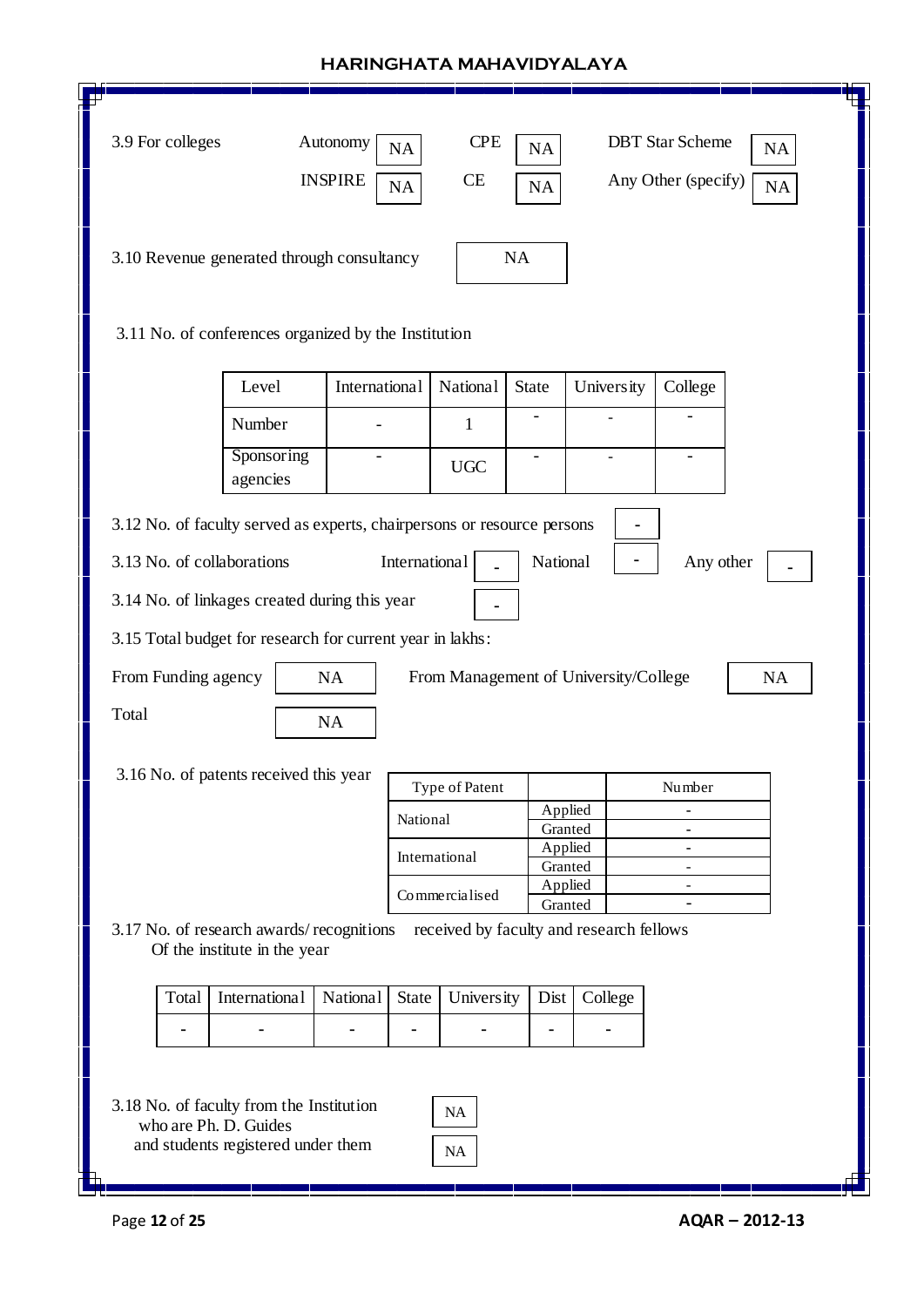3.9 For colleges

| Autonomy | NA | CPE | NA | DBT Star Scheme | NA |
|---|---|---|---|---|---|
| INSPIRE | NA | CE | NA | Any Other (specify) | NA |

3.10 Revenue generated through consultancy: NA

3.11 No. of conferences organized by the Institution

| Level | International | National | State | University | College |
|---|---|---|---|---|---|
| Number | - | 1 | - | - | - |
| Sponsoring agencies | - | UGC | - | - | - |

3.12 No. of faculty served as experts, chairpersons or resource persons: -

3.13 No. of collaborations — International: - National: - Any other: -

3.14 No. of linkages created during this year: -

3.15 Total budget for research for current year in lakhs:

From Funding agency: NA    From Management of University/College: NA

Total: NA

3.16 No. of patents received this year

| Type of Patent | | Number |
|---|---|---|
| National | Applied | - |
| | Granted | - |
| International | Applied | - |
| | Granted | - |
| Commercialised | Applied | - |
| | Granted | - |

3.17 No. of research awards/ recognitions received by faculty and research fellows Of the institute in the year

| Total | International | National | State | University | Dist | College |
|---|---|---|---|---|---|---|
| - | - | - | - | - | - | - |

3.18 No. of faculty from the Institution who are Ph. D. Guides: NA

and students registered under them: NA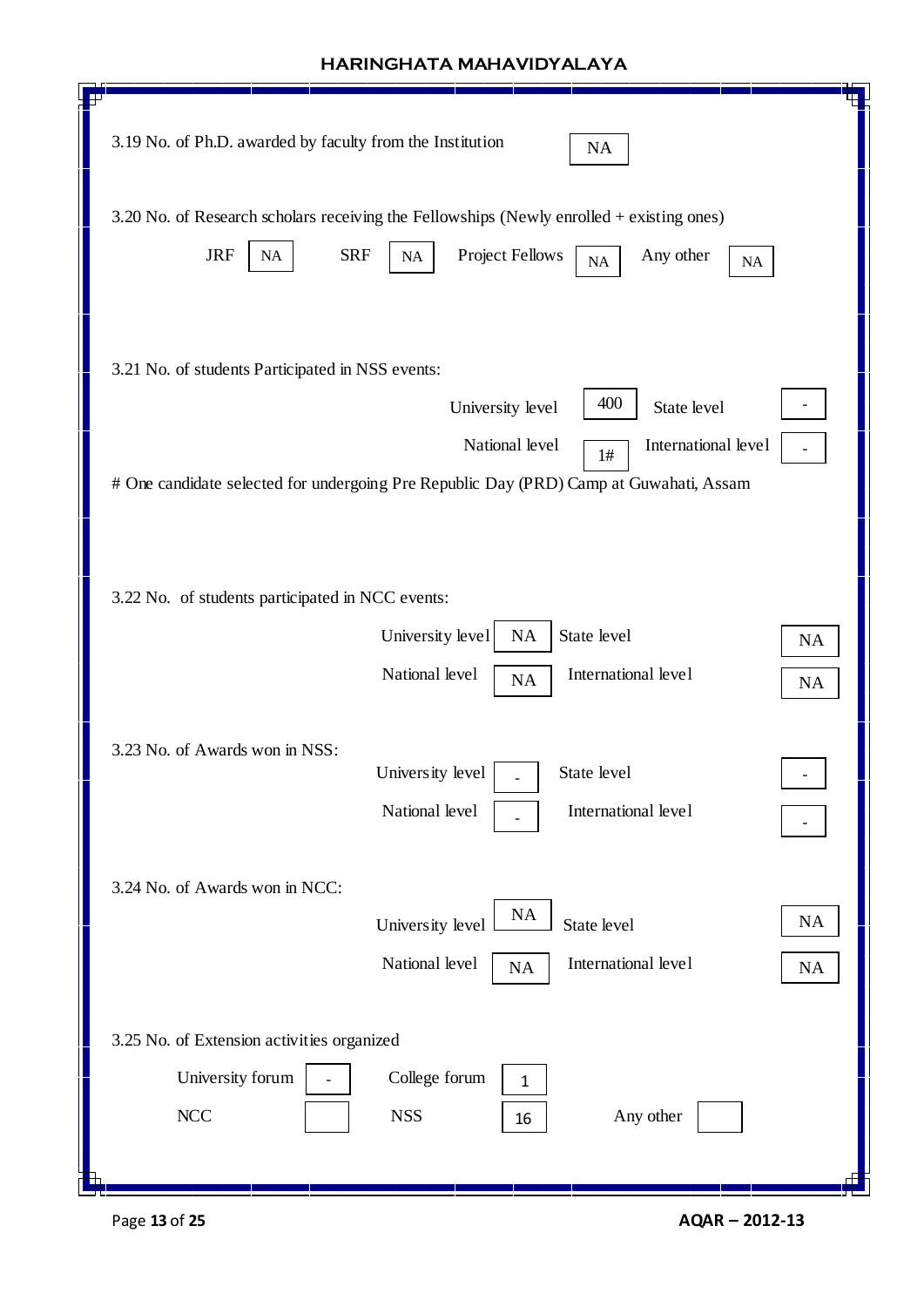3.19 No. of Ph.D. awarded by faculty from the Institution: NA

3.20 No. of Research scholars receiving the Fellowships (Newly enrolled + existing ones)

| JRF | SRF | Project Fellows | Any other |
|---|---|---|---|
| NA | NA | NA | NA |

3.21 No. of students Participated in NSS events:

| | | | |
|---|---|---|---|
| University level | 400 | State level | - |
| National level | 1# | International level | - |

# One candidate selected for undergoing Pre Republic Day (PRD) Camp at Guwahati, Assam

3.22 No. of students participated in NCC events:

| | | | |
|---|---|---|---|
| University level | NA | State level | NA |
| National level | NA | International level | NA |

3.23 No. of Awards won in NSS:

| | | | |
|---|---|---|---|
| University level | - | State level | - |
| National level | - | International level | - |

3.24 No. of Awards won in NCC:

| | | | |
|---|---|---|---|
| University level | NA | State level | NA |
| National level | NA | International level | NA |

3.25 No. of Extension activities organized

| | | | | | |
|---|---|---|---|---|---|
| University forum | - | College forum | 1 | | |
| NCC | | NSS | 16 | Any other | |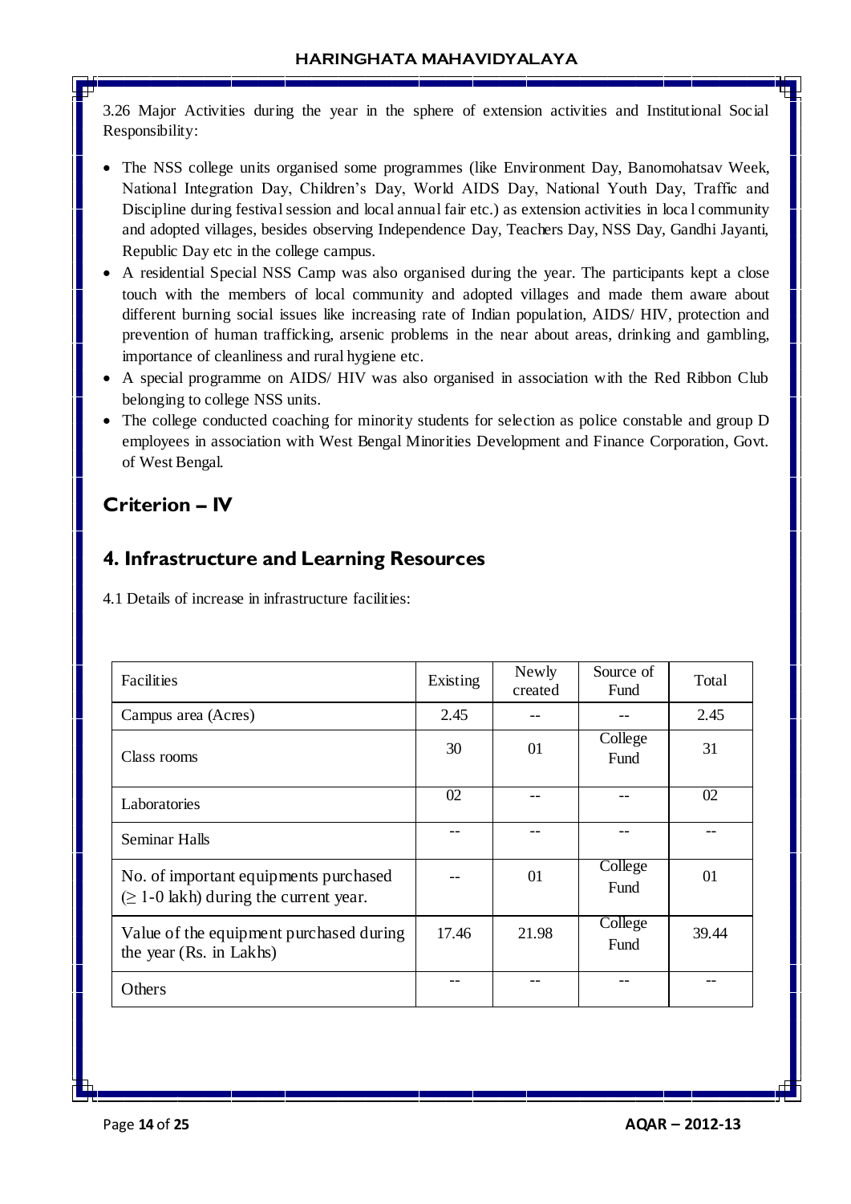3.26 Major Activities during the year in the sphere of extension activities and Institutional Social Responsibility:

- The NSS college units organised some programmes (like Environment Day, Banomohatsav Week, National Integration Day, Children's Day, World AIDS Day, National Youth Day, Traffic and Discipline during festival session and local annual fair etc.) as extension activities in local community and adopted villages, besides observing Independence Day, Teachers Day, NSS Day, Gandhi Jayanti, Republic Day etc in the college campus.
- A residential Special NSS Camp was also organised during the year. The participants kept a close touch with the members of local community and adopted villages and made them aware about different burning social issues like increasing rate of Indian population, AIDS/ HIV, protection and prevention of human trafficking, arsenic problems in the near about areas, drinking and gambling, importance of cleanliness and rural hygiene etc.
- A special programme on AIDS/ HIV was also organised in association with the Red Ribbon Club belonging to college NSS units.
- The college conducted coaching for minority students for selection as police constable and group D employees in association with West Bengal Minorities Development and Finance Corporation, Govt. of West Bengal.

# Criterion – IV

## 4. Infrastructure and Learning Resources

4.1 Details of increase in infrastructure facilities:

| Facilities | Existing | Newly created | Source of Fund | Total |
|---|---|---|---|---|
| Campus area (Acres) | 2.45 | -- | -- | 2.45 |
| Class rooms | 30 | 01 | College Fund | 31 |
| Laboratories | 02 | -- | -- | 02 |
| Seminar Halls | -- | -- | -- | -- |
| No. of important equipments purchased ($\geq$ 1-0 lakh) during the current year. | -- | 01 | College Fund | 01 |
| Value of the equipment purchased during the year (Rs. in Lakhs) | 17.46 | 21.98 | College Fund | 39.44 |
| Others | -- | -- | -- | -- |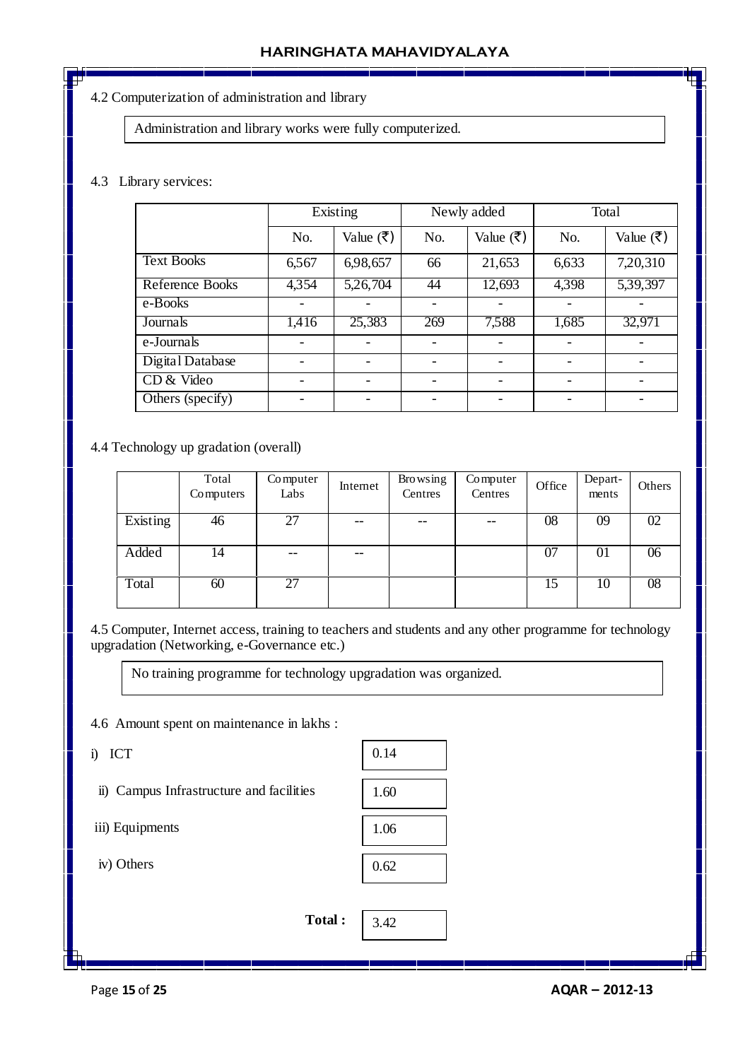4.2 Computerization of administration and library

Administration and library works were fully computerized.

4.3 Library services:

| | Existing | | Newly added | | Total | |
|---|---|---|---|---|---|---|
| | No. | Value (₹) | No. | Value (₹) | No. | Value (₹) |
| Text Books | 6,567 | 6,98,657 | 66 | 21,653 | 6,633 | 7,20,310 |
| Reference Books | 4,354 | 5,26,704 | 44 | 12,693 | 4,398 | 5,39,397 |
| e-Books | - | - | - | - | - | - |
| Journals | 1,416 | 25,383 | 269 | 7,588 | 1,685 | 32,971 |
| e-Journals | - | - | - | - | - | - |
| Digital Database | - | - | - | - | - | - |
| CD & Video | - | - | - | - | - | - |
| Others (specify) | - | - | - | - | - | - |

4.4 Technology up gradation (overall)

| | Total Computers | Computer Labs | Internet | Browsing Centres | Computer Centres | Office | Depart-ments | Others |
|---|---|---|---|---|---|---|---|---|
| Existing | 46 | 27 | -- | -- | -- | 08 | 09 | 02 |
| Added | 14 | -- | -- | | | 07 | 01 | 06 |
| Total | 60 | 27 | | | | 15 | 10 | 08 |

4.5 Computer, Internet access, training to teachers and students and any other programme for technology upgradation (Networking, e-Governance etc.)

No training programme for technology upgradation was organized.

4.6 Amount spent on maintenance in lakhs :

i) ICT: 0.14

ii) Campus Infrastructure and facilities: 1.60

iii) Equipments: 1.06

iv) Others: 0.62

**Total :** 3.42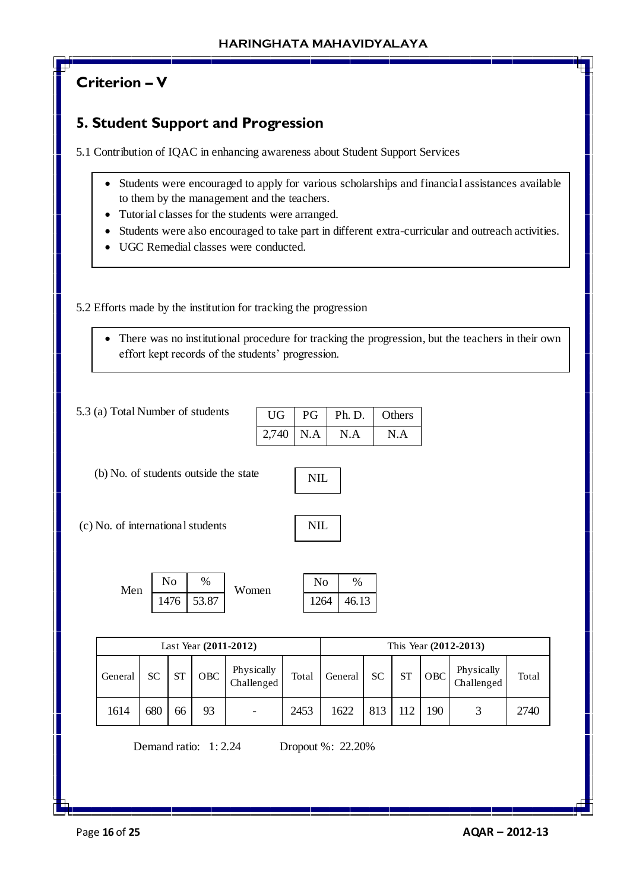## Criterion – V

## 5. Student Support and Progression

5.1 Contribution of IQAC in enhancing awareness about Student Support Services

- Students were encouraged to apply for various scholarships and financial assistances available to them by the management and the teachers.
- Tutorial classes for the students were arranged.
- Students were also encouraged to take part in different extra-curricular and outreach activities.
- UGC Remedial classes were conducted.

5.2 Efforts made by the institution for tracking the progression

- There was no institutional procedure for tracking the progression, but the teachers in their own effort kept records of the students' progression.

5.3 (a) Total Number of students

| UG | PG | Ph. D. | Others |
|---|---|---|---|
| 2,740 | N.A | N.A | N.A |

(b) No. of students outside the state: NIL

(c) No. of international students: NIL

Men

| No | % |
|---|---|
| 1476 | 53.87 |

Women

| No | % |
|---|---|
| 1264 | 46.13 |

| Last Year **(2011-2012)** | | | | | | This Year **(2012-2013)** | | | | | |
|---|---|---|---|---|---|---|---|---|---|---|---|
| General | SC | ST | OBC | Physically Challenged | Total | General | SC | ST | OBC | Physically Challenged | Total |
| 1614 | 680 | 66 | 93 | - | 2453 | 1622 | 813 | 112 | 190 | 3 | 2740 |

Demand ratio: 1: 2.24 Dropout %: 22.20%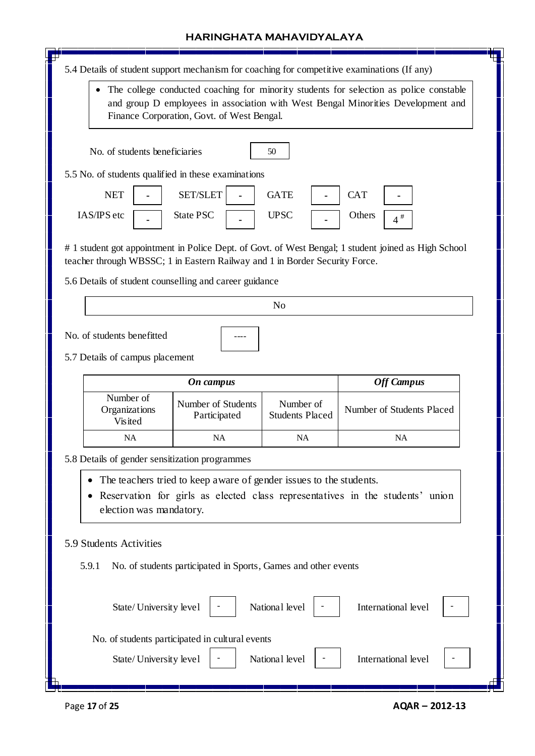5.4 Details of student support mechanism for coaching for competitive examinations (If any)

- The college conducted coaching for minority students for selection as police constable and group D employees in association with West Bengal Minorities Development and Finance Corporation, Govt. of West Bengal.

No. of students beneficiaries: 50

5.5 No. of students qualified in these examinations

| | | | | | | | |
|---|---|---|---|---|---|---|---|
| NET | - | SET/SLET | - | GATE | - | CAT | - |
| IAS/IPS etc | - | State PSC | - | UPSC | - | Others | 4 # |

# 1 student got appointment in Police Dept. of Govt. of West Bengal; 1 student joined as High School teacher through WBSSC; 1 in Eastern Railway and 1 in Border Security Force.

5.6 Details of student counselling and career guidance

No

No. of students benefitted: ----

5.7 Details of campus placement

| ***On campus*** | | | ***Off Campus*** |
|---|---|---|---|
| Number of Organizations Visited | Number of Students Participated | Number of Students Placed | Number of Students Placed |
| NA | NA | NA | NA |

5.8 Details of gender sensitization programmes

- The teachers tried to keep aware of gender issues to the students.
- Reservation for girls as elected class representatives in the students' union election was mandatory.

5.9 Students Activities

5.9.1 No. of students participated in Sports, Games and other events

State/ University level: - National level: - International level: -

No. of students participated in cultural events

State/ University level: - National level: - International level: -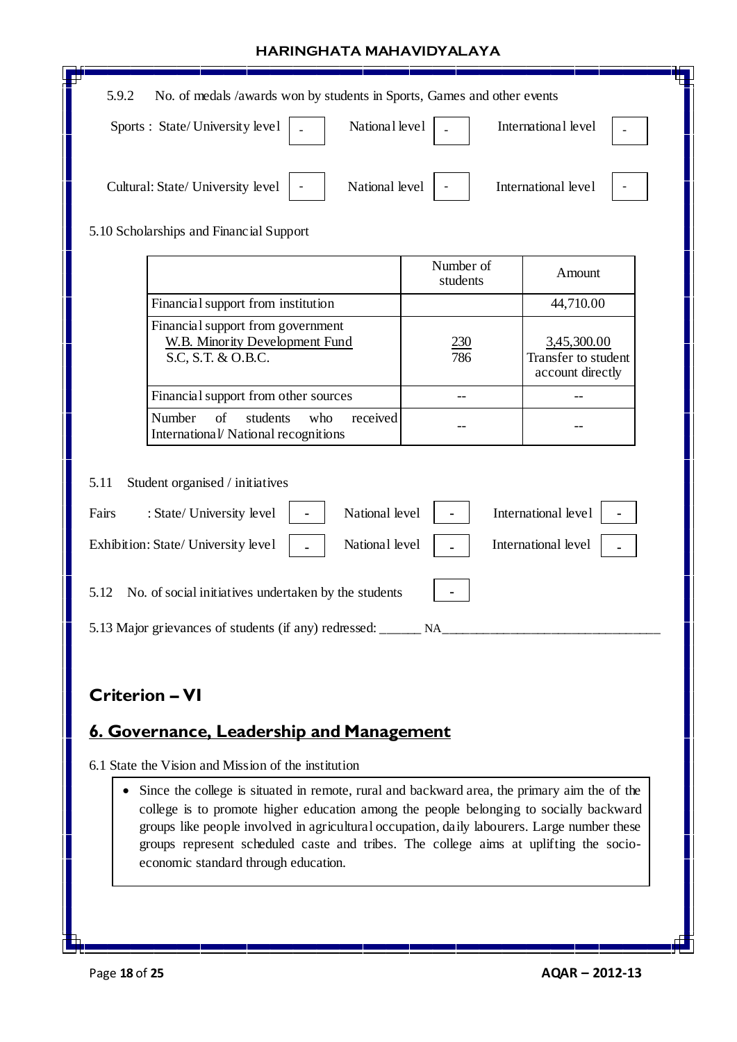5.9.2 No. of medals /awards won by students in Sports, Games and other events

Sports : State/ University level - National level - International level -

Cultural: State/ University level - National level - International level -

5.10 Scholarships and Financial Support

| | Number of students | Amount |
|---|---|---|
| Financial support from institution | | 44,710.00 |
| Financial support from government<br>W.B. Minority Development Fund<br>S.C, S.T. & O.B.C. | 230<br>786 | 3,45,300.00<br>Transfer to student account directly |
| Financial support from other sources | -- | -- |
| Number of students who received International/ National recognitions | -- | -- |

5.11 Student organised / initiatives

Fairs : State/ University level - National level - International level -

Exhibition: State/ University level - National level - International level -

5.12 No. of social initiatives undertaken by the students -

5.13 Major grievances of students (if any) redressed: ______ NA________________________________

## Criterion – VI

## 6. Governance, Leadership and Management

6.1 State the Vision and Mission of the institution

- Since the college is situated in remote, rural and backward area, the primary aim the of the college is to promote higher education among the people belonging to socially backward groups like people involved in agricultural occupation, daily labourers. Large number these groups represent scheduled caste and tribes. The college aims at uplifting the socio-economic standard through education.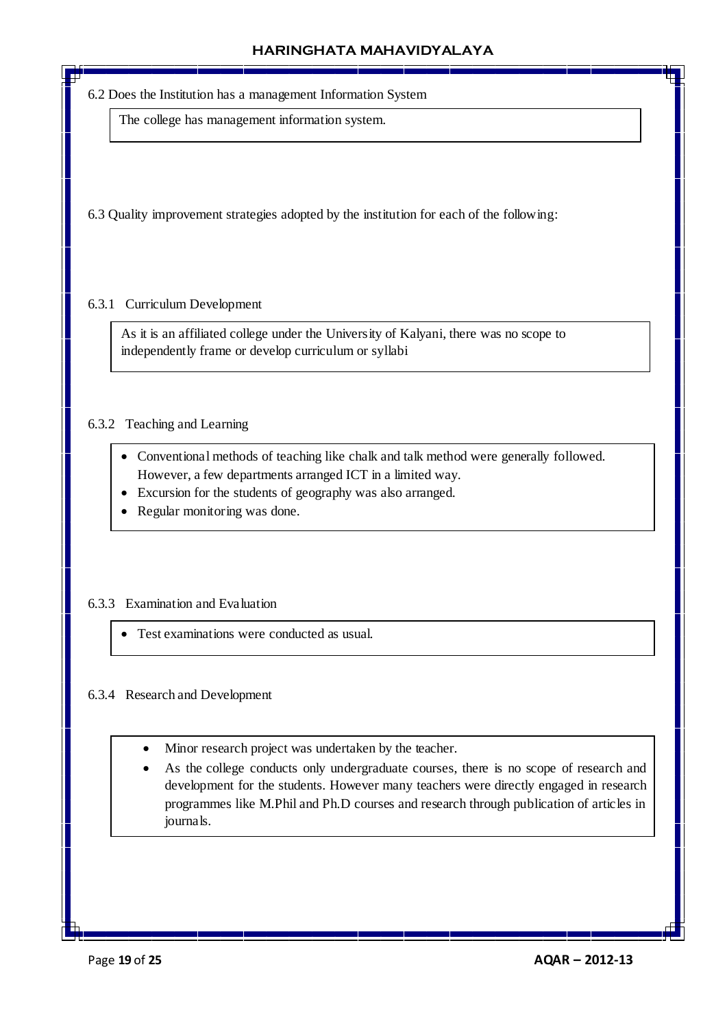6.2 Does the Institution has a management Information System

The college has management information system.

6.3 Quality improvement strategies adopted by the institution for each of the following:

6.3.1 Curriculum Development

As it is an affiliated college under the University of Kalyani, there was no scope to independently frame or develop curriculum or syllabi

6.3.2 Teaching and Learning

- Conventional methods of teaching like chalk and talk method were generally followed. However, a few departments arranged ICT in a limited way.
- Excursion for the students of geography was also arranged.
- Regular monitoring was done.

6.3.3 Examination and Evaluation

- Test examinations were conducted as usual.

6.3.4 Research and Development

- Minor research project was undertaken by the teacher.
- As the college conducts only undergraduate courses, there is no scope of research and development for the students. However many teachers were directly engaged in research programmes like M.Phil and Ph.D courses and research through publication of articles in journals.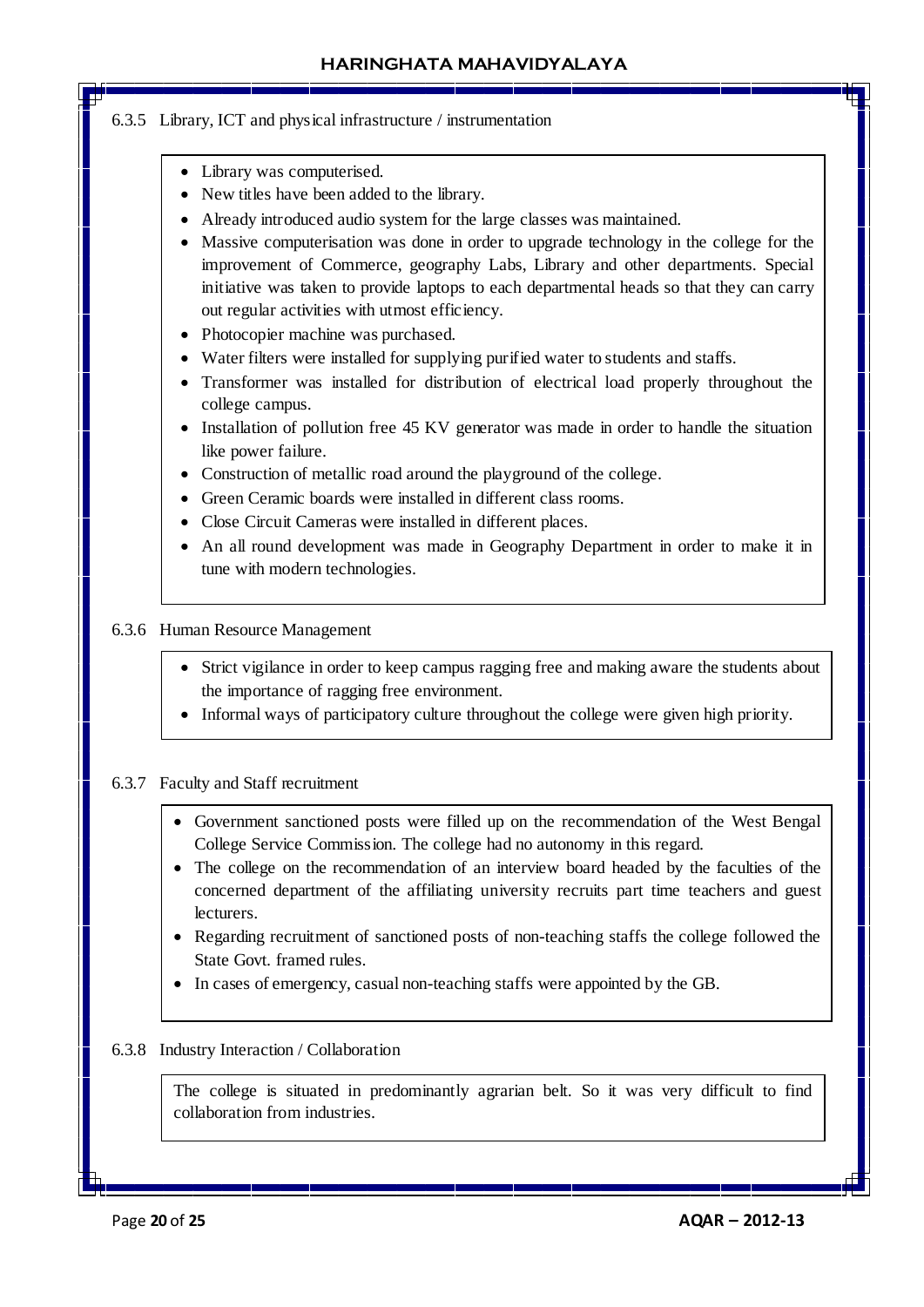6.3.5 Library, ICT and physical infrastructure / instrumentation

- Library was computerised.
- New titles have been added to the library.
- Already introduced audio system for the large classes was maintained.
- Massive computerisation was done in order to upgrade technology in the college for the improvement of Commerce, geography Labs, Library and other departments. Special initiative was taken to provide laptops to each departmental heads so that they can carry out regular activities with utmost efficiency.
- Photocopier machine was purchased.
- Water filters were installed for supplying purified water to students and staffs.
- Transformer was installed for distribution of electrical load properly throughout the college campus.
- Installation of pollution free 45 KV generator was made in order to handle the situation like power failure.
- Construction of metallic road around the playground of the college.
- Green Ceramic boards were installed in different class rooms.
- Close Circuit Cameras were installed in different places.
- An all round development was made in Geography Department in order to make it in tune with modern technologies.

6.3.6 Human Resource Management

- Strict vigilance in order to keep campus ragging free and making aware the students about the importance of ragging free environment.
- Informal ways of participatory culture throughout the college were given high priority.

6.3.7 Faculty and Staff recruitment

- Government sanctioned posts were filled up on the recommendation of the West Bengal College Service Commission. The college had no autonomy in this regard.
- The college on the recommendation of an interview board headed by the faculties of the concerned department of the affiliating university recruits part time teachers and guest lecturers.
- Regarding recruitment of sanctioned posts of non-teaching staffs the college followed the State Govt. framed rules.
- In cases of emergency, casual non-teaching staffs were appointed by the GB.

6.3.8 Industry Interaction / Collaboration

The college is situated in predominantly agrarian belt. So it was very difficult to find collaboration from industries.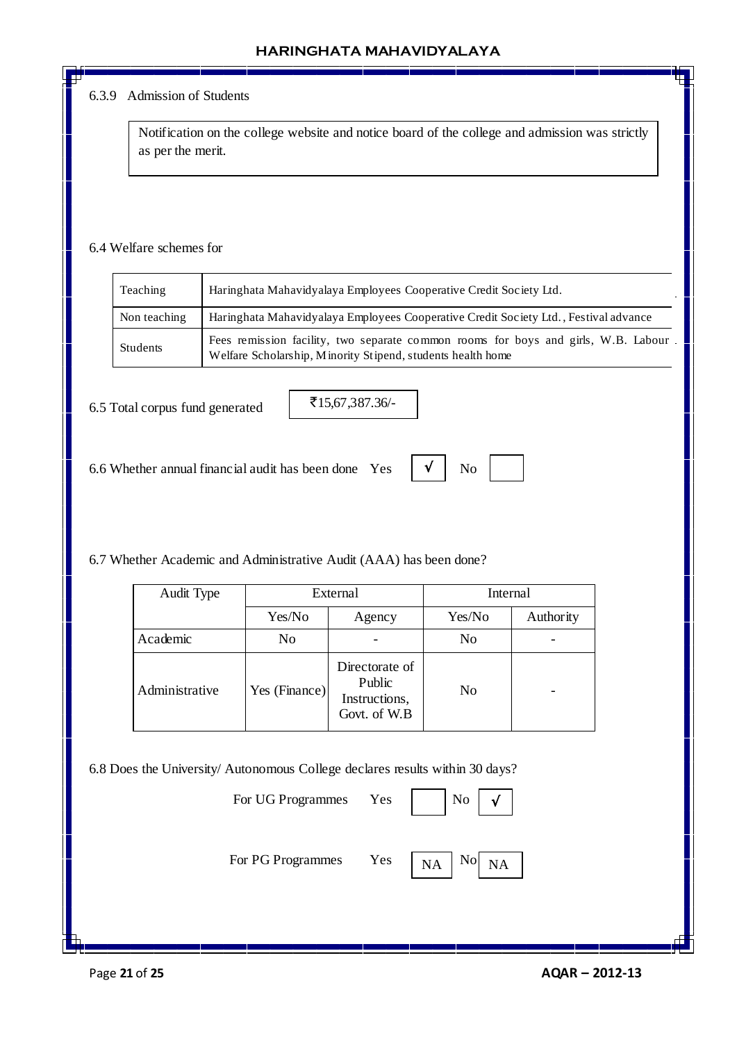6.3.9 Admission of Students

Notification on the college website and notice board of the college and admission was strictly as per the merit.

6.4 Welfare schemes for

| | |
|---|---|
| Teaching | Haringhata Mahavidyalaya Employees Cooperative Credit Society Ltd. |
| Non teaching | Haringhata Mahavidyalaya Employees Cooperative Credit Society Ltd., Festival advance |
| Students | Fees remission facility, two separate common rooms for boys and girls, W.B. Labour Welfare Scholarship, Minority Stipend, students health home |

6.5 Total corpus fund generated: ₹15,67,387.36/-

6.6 Whether annual financial audit has been done Yes √ No

6.7 Whether Academic and Administrative Audit (AAA) has been done?

| Audit Type | External | | Internal | |
|---|---|---|---|---|
| | Yes/No | Agency | Yes/No | Authority |
| Academic | No | - | No | - |
| Administrative | Yes (Finance) | Directorate of Public Instructions, Govt. of W.B | No | - |

6.8 Does the University/ Autonomous College declares results within 30 days?

For UG Programmes Yes No √

For PG Programmes Yes NA No NA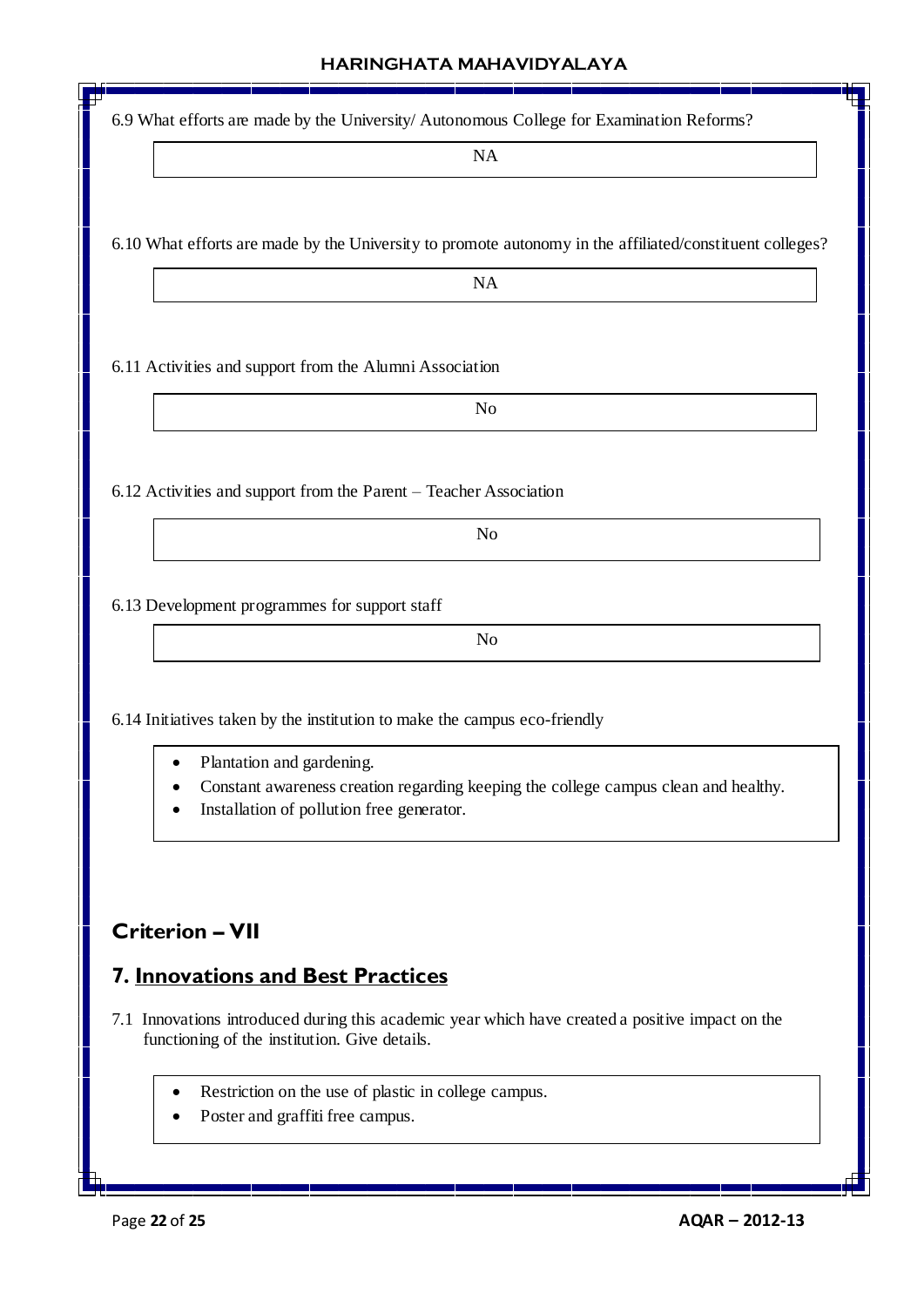6.9 What efforts are made by the University/ Autonomous College for Examination Reforms?

NA

6.10 What efforts are made by the University to promote autonomy in the affiliated/constituent colleges?

NA

6.11 Activities and support from the Alumni Association

No

6.12 Activities and support from the Parent – Teacher Association

No

6.13 Development programmes for support staff

No

6.14 Initiatives taken by the institution to make the campus eco-friendly

- Plantation and gardening.
- Constant awareness creation regarding keeping the college campus clean and healthy.
- Installation of pollution free generator.

## Criterion – VII

## 7. Innovations and Best Practices

7.1 Innovations introduced during this academic year which have created a positive impact on the functioning of the institution. Give details.

- Restriction on the use of plastic in college campus.
- Poster and graffiti free campus.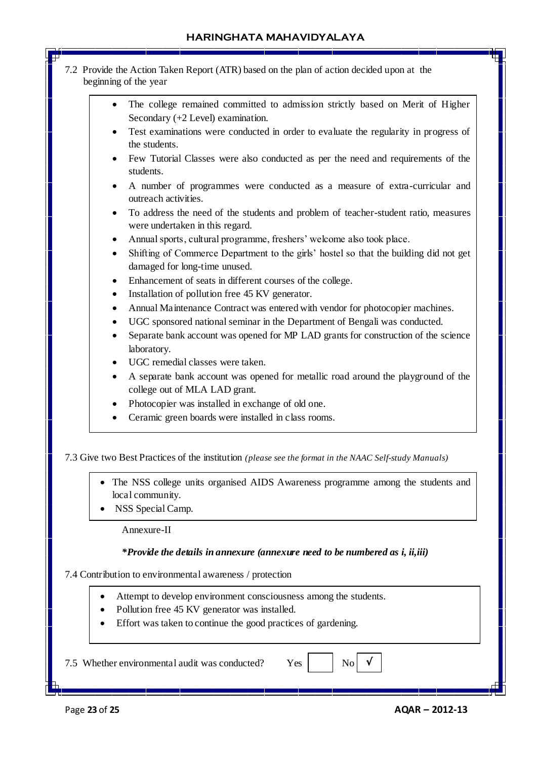7.2 Provide the Action Taken Report (ATR) based on the plan of action decided upon at the beginning of the year

- The college remained committed to admission strictly based on Merit of Higher Secondary (+2 Level) examination.
- Test examinations were conducted in order to evaluate the regularity in progress of the students.
- Few Tutorial Classes were also conducted as per the need and requirements of the students.
- A number of programmes were conducted as a measure of extra-curricular and outreach activities.
- To address the need of the students and problem of teacher-student ratio, measures were undertaken in this regard.
- Annual sports, cultural programme, freshers' welcome also took place.
- Shifting of Commerce Department to the girls' hostel so that the building did not get damaged for long-time unused.
- Enhancement of seats in different courses of the college.
- Installation of pollution free 45 KV generator.
- Annual Maintenance Contract was entered with vendor for photocopier machines.
- UGC sponsored national seminar in the Department of Bengali was conducted.
- Separate bank account was opened for MP LAD grants for construction of the science laboratory.
- UGC remedial classes were taken.
- A separate bank account was opened for metallic road around the playground of the college out of MLA LAD grant.
- Photocopier was installed in exchange of old one.
- Ceramic green boards were installed in class rooms.

7.3 Give two Best Practices of the institution *(please see the format in the NAAC Self-study Manuals)*

- The NSS college units organised AIDS Awareness programme among the students and local community.
- NSS Special Camp.

Annexure-II

***Provide the details in annexure (annexure need to be numbered as i, ii,iii)***

7.4 Contribution to environmental awareness / protection

- Attempt to develop environment consciousness among the students.
- Pollution free 45 KV generator was installed.
- Effort was taken to continue the good practices of gardening.

7.5 Whether environmental audit was conducted? Yes [ ] No [√]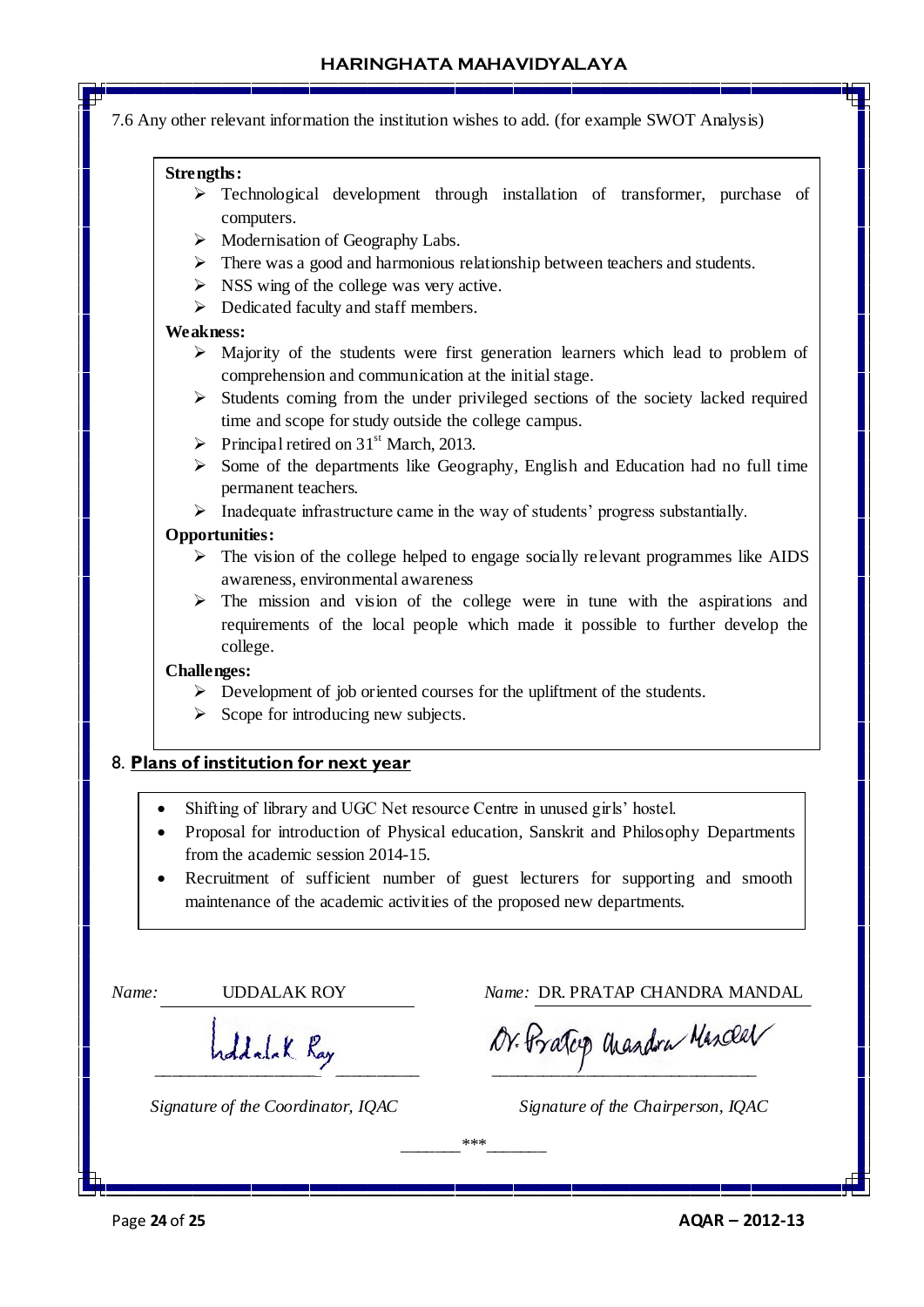7.6 Any other relevant information the institution wishes to add. (for example SWOT Analysis)

**Strengths:**

- Technological development through installation of transformer, purchase of computers.
- Modernisation of Geography Labs.
- There was a good and harmonious relationship between teachers and students.
- NSS wing of the college was very active.
- Dedicated faculty and staff members.

**Weakness:**

- Majority of the students were first generation learners which lead to problem of comprehension and communication at the initial stage.
- Students coming from the under privileged sections of the society lacked required time and scope for study outside the college campus.
- Principal retired on 31st March, 2013.
- Some of the departments like Geography, English and Education had no full time permanent teachers.
- Inadequate infrastructure came in the way of students' progress substantially.

**Opportunities:**

- The vision of the college helped to engage socially relevant programmes like AIDS awareness, environmental awareness
- The mission and vision of the college were in tune with the aspirations and requirements of the local people which made it possible to further develop the college.

**Challenges:**

- Development of job oriented courses for the upliftment of the students.
- Scope for introducing new subjects.

## 8. Plans of institution for next year

- Shifting of library and UGC Net resource Centre in unused girls' hostel.
- Proposal for introduction of Physical education, Sanskrit and Philosophy Departments from the academic session 2014-15.
- Recruitment of sufficient number of guest lecturers for supporting and smooth maintenance of the academic activities of the proposed new departments.

*Name:* UDDALAK ROY

Uddalak Ray

*Signature of the Coordinator, IQAC*

*Name:* DR. PRATAP CHANDRA MANDAL

Dr. Pratap Chandra Mandal

*Signature of the Chairperson, IQAC*

\_\_\_\_\_\_\_\*\*\*\_\_\_\_\_\_\_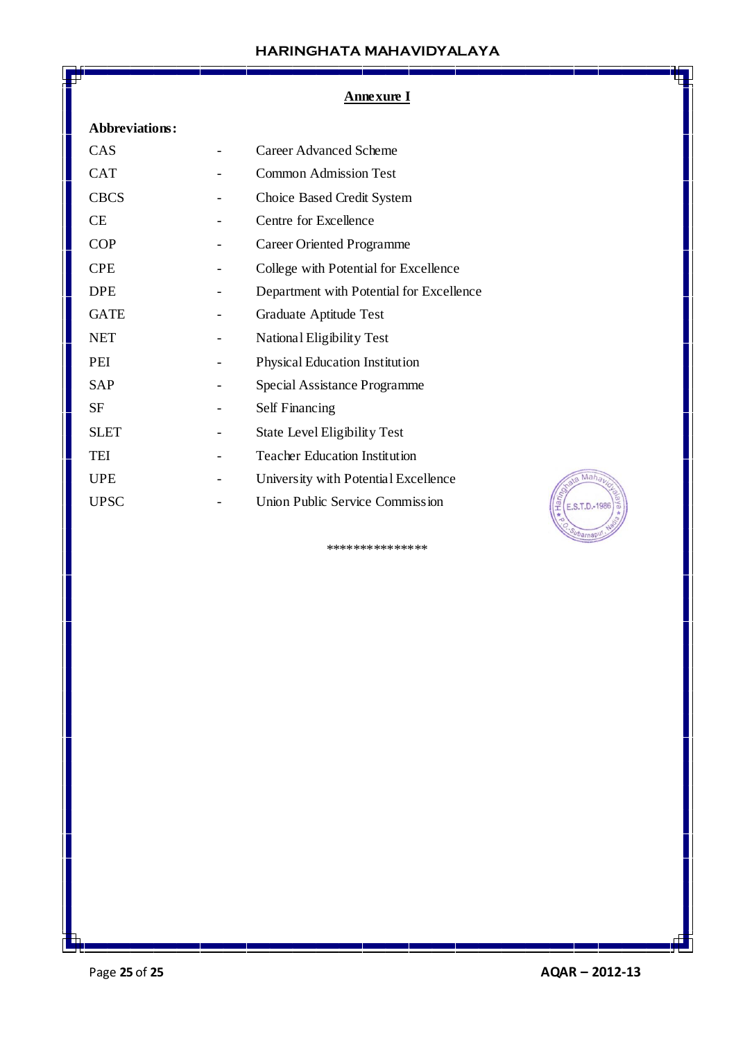## Annexure I

**Abbreviations:**

| | | |
|---|---|---|
| CAS | - | Career Advanced Scheme |
| CAT | - | Common Admission Test |
| CBCS | - | Choice Based Credit System |
| CE | - | Centre for Excellence |
| COP | - | Career Oriented Programme |
| CPE | - | College with Potential for Excellence |
| DPE | - | Department with Potential for Excellence |
| GATE | - | Graduate Aptitude Test |
| NET | - | National Eligibility Test |
| PEI | - | Physical Education Institution |
| SAP | - | Special Assistance Programme |
| SF | - | Self Financing |
| SLET | - | State Level Eligibility Test |
| TEI | - | Teacher Education Institution |
| UPE | - | University with Potential Excellence |
| UPSC | - | Union Public Service Commission |

***************